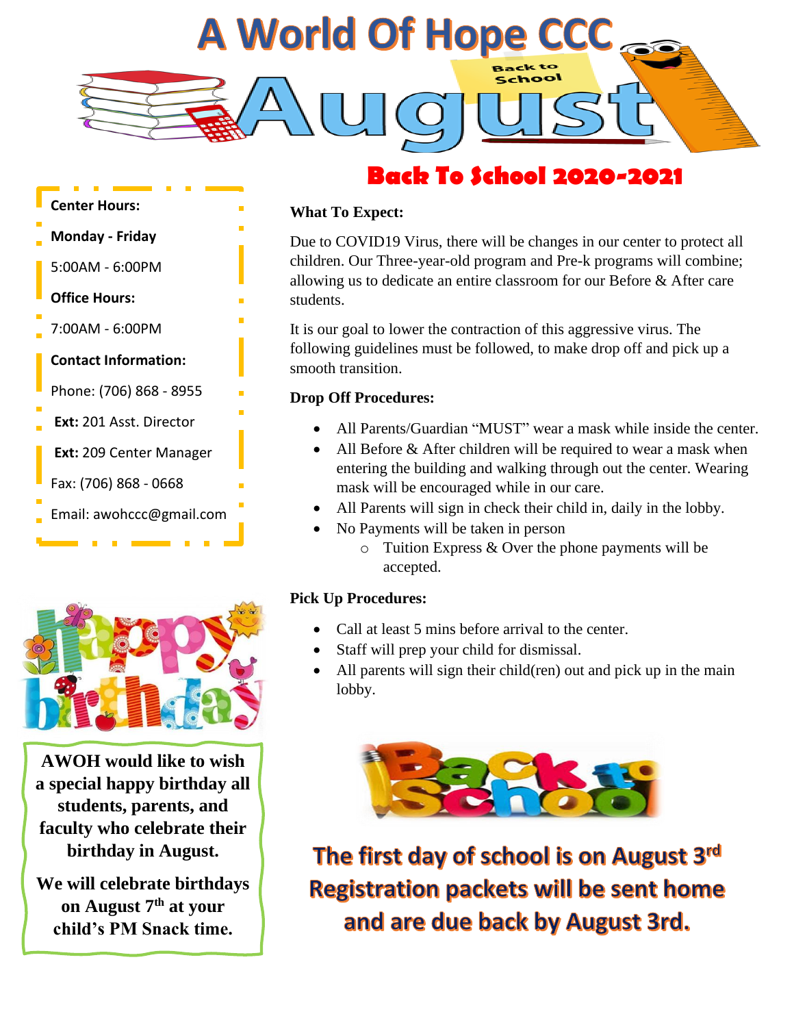# A World Of Hope CCC

# August

Back to School

## Back To School 2020-2021

**Center Hours:**

**Monday - Friday**

5:00AM - 6:00PM

**Office Hours:**

7:00AM - 6:00PM

**Contact Information:**

Phone: (706) 868 - 8955

**Ext:** 201 Asst. Director

**Ext:** 209 Center Manager

Fax: (706) 868 - 0668

Email: awohccc@gmail.com

**What To Expect:**

Due to COVID19 Virus, there will be changes in our center to protect all children. Our Three-year-old program and Pre-k programs will combine; allowing us to dedicate an entire classroom for our Before & After care students.

It is our goal to lower the contraction of this aggressive virus. The following guidelines must be followed, to make drop off and pick up a smooth transition.

**Drop Off Procedures:**

- All Parents/Guardian "MUST" wear a mask while inside the center.
- All Before & After children will be required to wear a mask when entering the building and walking through out the center. Wearing mask will be encouraged while in our care.
- All Parents will sign in check their child in, daily in the lobby.
- No Payments will be taken in person
  - Tuition Express & Over the phone payments will be accepted.

**Pick Up Procedures:**

- Call at least 5 mins before arrival to the center.
- Staff will prep your child for dismissal.
- All parents will sign their child(ren) out and pick up in the main lobby.

happy birthday

**AWOH would like to wish a special happy birthday all students, parents, and faculty who celebrate their birthday in August.**

**We will celebrate birthdays on August 7th at your child's PM Snack time.**

Back to School

**The first day of school is on August 3rd**
**Registration packets will be sent home and are due back by August 3rd.**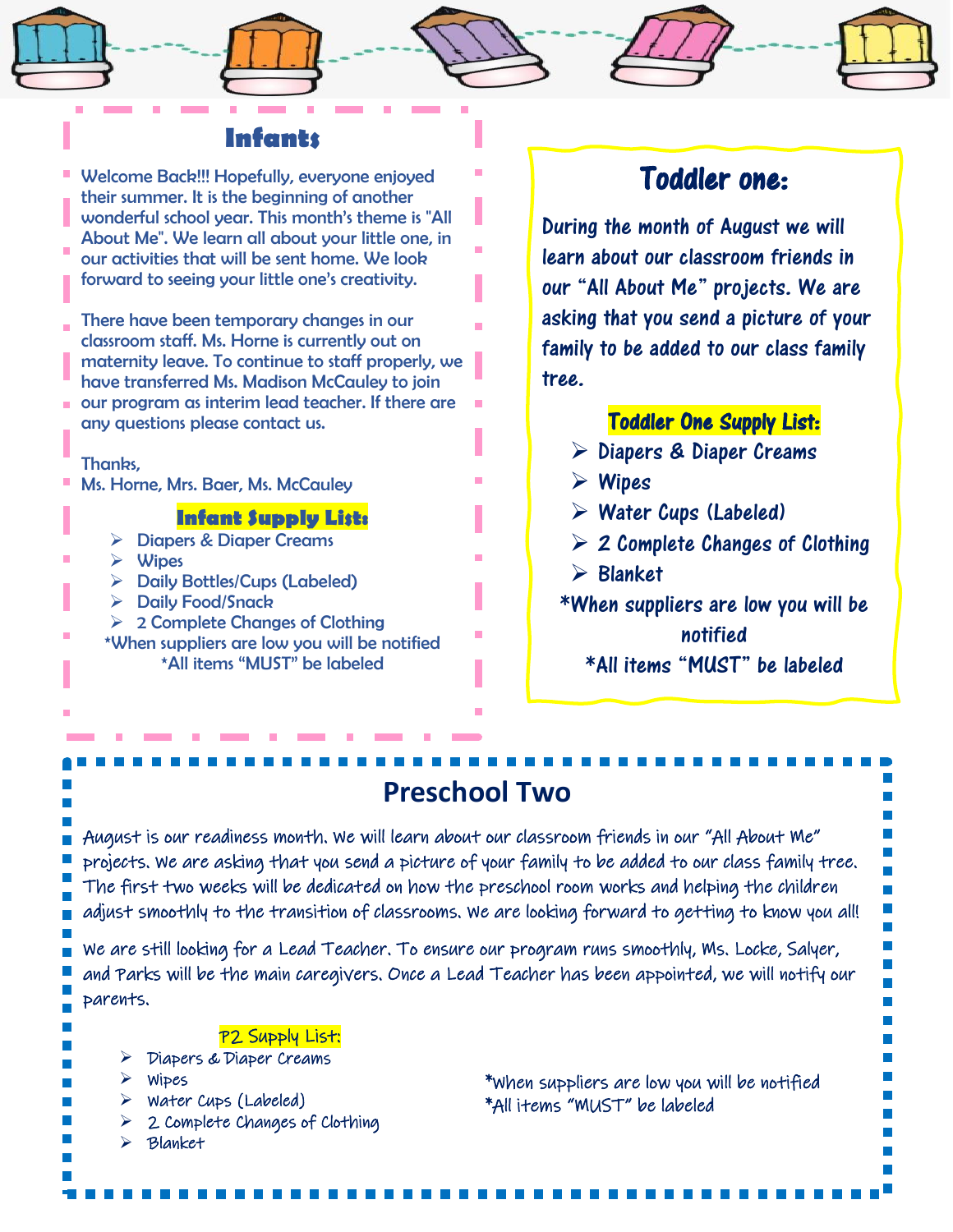## Infants

Welcome Back!!! Hopefully, everyone enjoyed their summer. It is the beginning of another wonderful school year. This month's theme is "All About Me". We learn all about your little one, in our activities that will be sent home. We look forward to seeing your little one's creativity.

There have been temporary changes in our classroom staff. Ms. Horne is currently out on maternity leave. To continue to staff properly, we have transferred Ms. Madison McCauley to join our program as interim lead teacher. If there are any questions please contact us.

Thanks,
Ms. Horne, Mrs. Baer, Ms. McCauley

**Infant Supply List:**

- Diapers & Diaper Creams
- Wipes
- Daily Bottles/Cups (Labeled)
- Daily Food/Snack
- 2 Complete Changes of Clothing

*When suppliers are low you will be notified
*All items "MUST" be labeled

## Toddler one:

During the month of August we will learn about our classroom friends in our "All About Me" projects. We are asking that you send a picture of your family to be added to our class family tree.

**Toddler One Supply List:**

- Diapers & Diaper Creams
- Wipes
- Water Cups (Labeled)
- 2 Complete Changes of Clothing
- Blanket

*When suppliers are low you will be notified
*All items "MUST" be labeled

## Preschool Two

August is our readiness month. We will learn about our classroom friends in our "All About Me" projects. We are asking that you send a picture of your family to be added to our class family tree. The first two weeks will be dedicated on how the preschool room works and helping the children adjust smoothly to the transition of classrooms. We are looking forward to getting to know you all!

We are still looking for a Lead Teacher. To ensure our program runs smoothly, Ms. Locke, Salyer, and Parks will be the main caregivers. Once a Lead Teacher has been appointed, we will notify our parents.

**P2 Supply List:**

- Diapers & Diaper Creams
- Wipes
- Water Cups (Labeled)
- 2 Complete Changes of Clothing
- Blanket

*When suppliers are low you will be notified
*All items "MUST" be labeled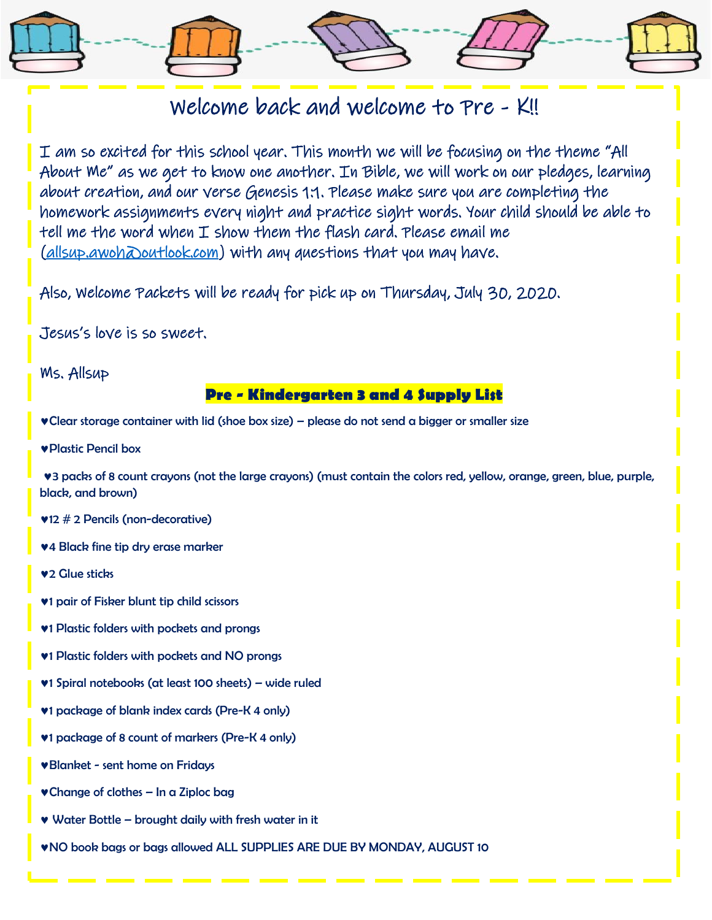# Welcome back and welcome to Pre - K!!

I am so excited for this school year. This month we will be focusing on the theme "All About Me" as we get to know one another. In Bible, we will work on our pledges, learning about creation, and our verse Genesis 1:1. Please make sure you are completing the homework assignments every night and practice sight words. Your child should be able to tell me the word when I show them the flash card. Please email me (allsup.awoh@outlook.com) with any questions that you may have.

Also, Welcome Packets will be ready for pick up on Thursday, July 30, 2020.

Jesus's love is so sweet.

Ms. Allsup

## Pre - Kindergarten 3 and 4 Supply List

♥Clear storage container with lid (shoe box size) – please do not send a bigger or smaller size

♥Plastic Pencil box

♥3 packs of 8 count crayons (not the large crayons) (must contain the colors red, yellow, orange, green, blue, purple, black, and brown)

♥12 # 2 Pencils (non-decorative)

♥4 Black fine tip dry erase marker

♥2 Glue sticks

♥1 pair of Fisker blunt tip child scissors

♥1 Plastic folders with pockets and prongs

♥1 Plastic folders with pockets and NO prongs

♥1 Spiral notebooks (at least 100 sheets) – wide ruled

♥1 package of blank index cards (Pre-K 4 only)

♥1 package of 8 count of markers (Pre-K 4 only)

♥Blanket - sent home on Fridays

♥Change of clothes – In a Ziploc bag

♥ Water Bottle – brought daily with fresh water in it

♥NO book bags or bags allowed ALL SUPPLIES ARE DUE BY MONDAY, AUGUST 10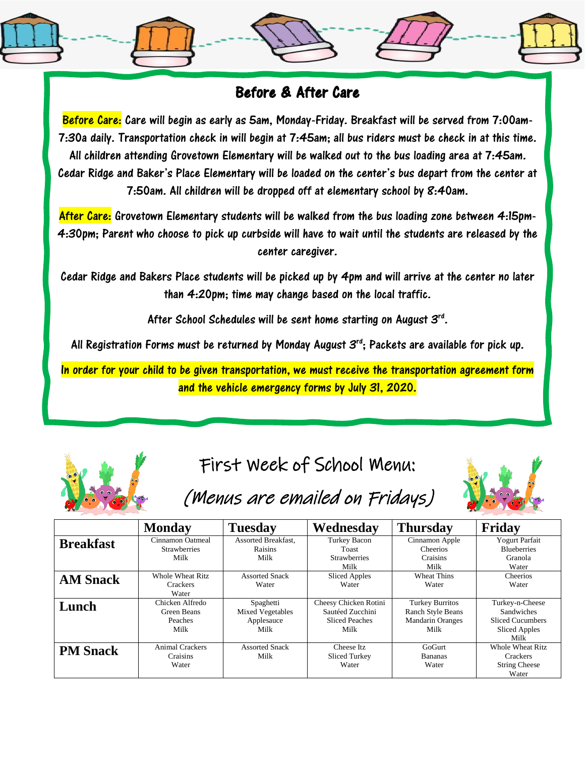## Before & After Care

**Before Care:** Care will begin as early as 5am, Monday-Friday. Breakfast will be served from 7:00am-7:30a daily. Transportation check in will begin at 7:45am; all bus riders must be check in at this time. All children attending Grovetown Elementary will be walked out to the bus loading area at 7:45am. Cedar Ridge and Baker's Place Elementary will be loaded on the center's bus depart from the center at 7:50am. All children will be dropped off at elementary school by 8:40am.

**After Care:** Grovetown Elementary students will be walked from the bus loading zone between 4:15pm-4:30pm; Parent who choose to pick up curbside will have to wait until the students are released by the center caregiver.

Cedar Ridge and Bakers Place students will be picked up by 4pm and will arrive at the center no later than 4:20pm; time may change based on the local traffic.

After School Schedules will be sent home starting on August 3rd.

All Registration Forms must be returned by Monday August 3rd; Packets are available for pick up.

**In order for your child to be given transportation, we must receive the transportation agreement form and the vehicle emergency forms by July 31, 2020.**

## First Week of School Menu:

*(Menus are emailed on Fridays)*

| | Monday | Tuesday | Wednesday | Thursday | Friday |
|---|---|---|---|---|---|
| **Breakfast** | Cinnamon Oatmeal<br>Strawberries<br>Milk | Assorted Breakfast,<br>Raisins<br>Milk | Turkey Bacon<br>Toast<br>Strawberries<br>Milk | Cinnamon Apple<br>Cheerios<br>Craisins<br>Milk | Yogurt Parfait<br>Blueberries<br>Granola<br>Water |
| **AM Snack** | Whole Wheat Ritz<br>Crackers<br>Water | Assorted Snack<br>Water | Sliced Apples<br>Water | Wheat Thins<br>Water | Cheerios<br>Water |
| **Lunch** | Chicken Alfredo<br>Green Beans<br>Peaches<br>Milk | Spaghetti<br>Mixed Vegetables<br>Applesauce<br>Milk | Cheesy Chicken Rotini<br>Sautéed Zucchini<br>Sliced Peaches<br>Milk | Turkey Burritos<br>Ranch Style Beans<br>Mandarin Oranges<br>Milk | Turkey-n-Cheese<br>Sandwiches<br>Sliced Cucumbers<br>Sliced Apples<br>Milk |
| **PM Snack** | Animal Crackers<br>Craisins<br>Water | Assorted Snack<br>Milk | Cheese Itz<br>Sliced Turkey<br>Water | GoGurt<br>Bananas<br>Water | Whole Wheat Ritz<br>Crackers<br>String Cheese<br>Water |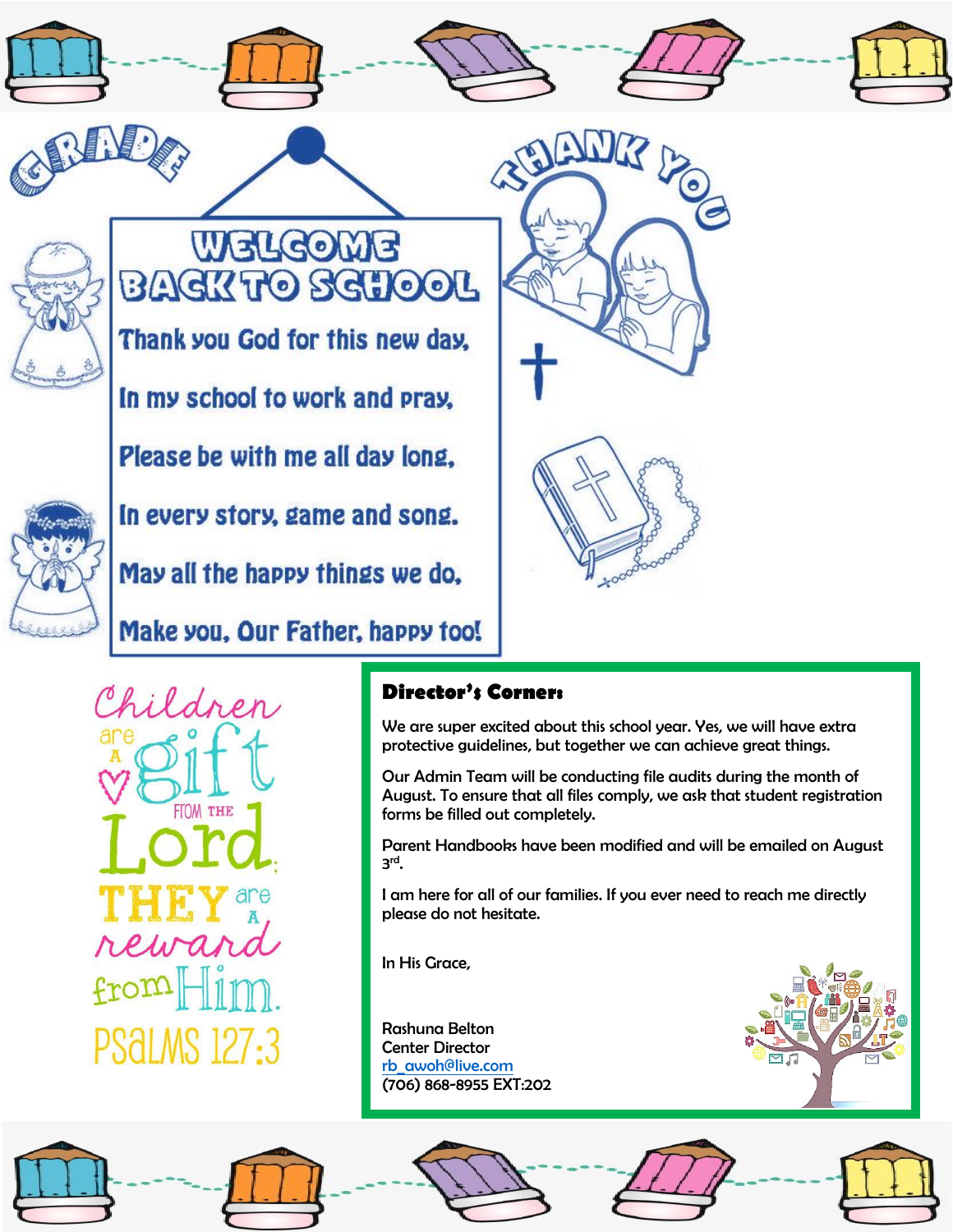GRADE

# WELCOME BACK TO SCHOOL

Thank you God for this new day,

In my school to work and pray,

Please be with me all day long,

In every story, game and song.

May all the happy things we do,

Make you, Our Father, happy too!

THANK YOU

Children are a gift from the Lord. They are a reward from Him.

Psalms 127:3

## Director's Corner:

We are super excited about this school year. Yes, we will have extra protective guidelines, but together we can achieve great things.

Our Admin Team will be conducting file audits during the month of August. To ensure that all files comply, we ask that student registration forms be filled out completely.

Parent Handbooks have been modified and will be emailed on August 3rd.

I am here for all of our families. If you ever need to reach me directly please do not hesitate.

In His Grace,

Rashuna Belton
Center Director
rb_awoh@live.com
(706) 868-8955 EXT:202